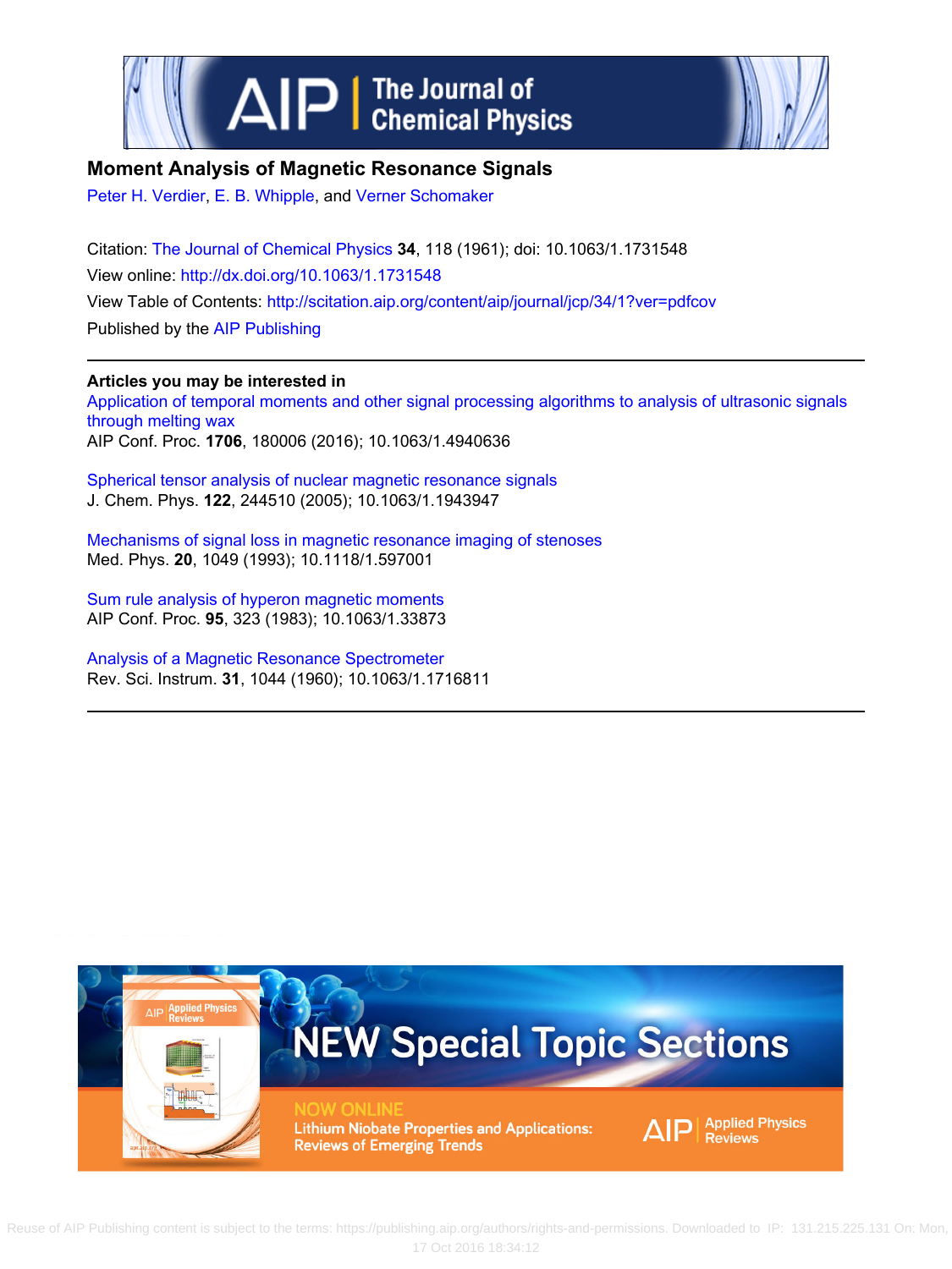# Moment Analysis of Magnetic Resonance Signals

Peter H. Verdier, E. B. Whipple, and Verner Schomaker

Citation: The Journal of Chemical Physics **34**, 118 (1961); doi: 10.1063/1.1731548

View online: http://dx.doi.org/10.1063/1.1731548

View Table of Contents: http://scitation.aip.org/content/aip/journal/jcp/34/1?ver=pdfcov

Published by the AIP Publishing

**Articles you may be interested in**

Application of temporal moments and other signal processing algorithms to analysis of ultrasonic signals through melting wax
AIP Conf. Proc. **1706**, 180006 (2016); 10.1063/1.4940636

Spherical tensor analysis of nuclear magnetic resonance signals
J. Chem. Phys. **122**, 244510 (2005); 10.1063/1.1943947

Mechanisms of signal loss in magnetic resonance imaging of stenoses
Med. Phys. **20**, 1049 (1993); 10.1118/1.597001

Sum rule analysis of hyperon magnetic moments
AIP Conf. Proc. **95**, 323 (1983); 10.1063/1.33873

Analysis of a Magnetic Resonance Spectrometer
Rev. Sci. Instrum. **31**, 1044 (1960); 10.1063/1.1716811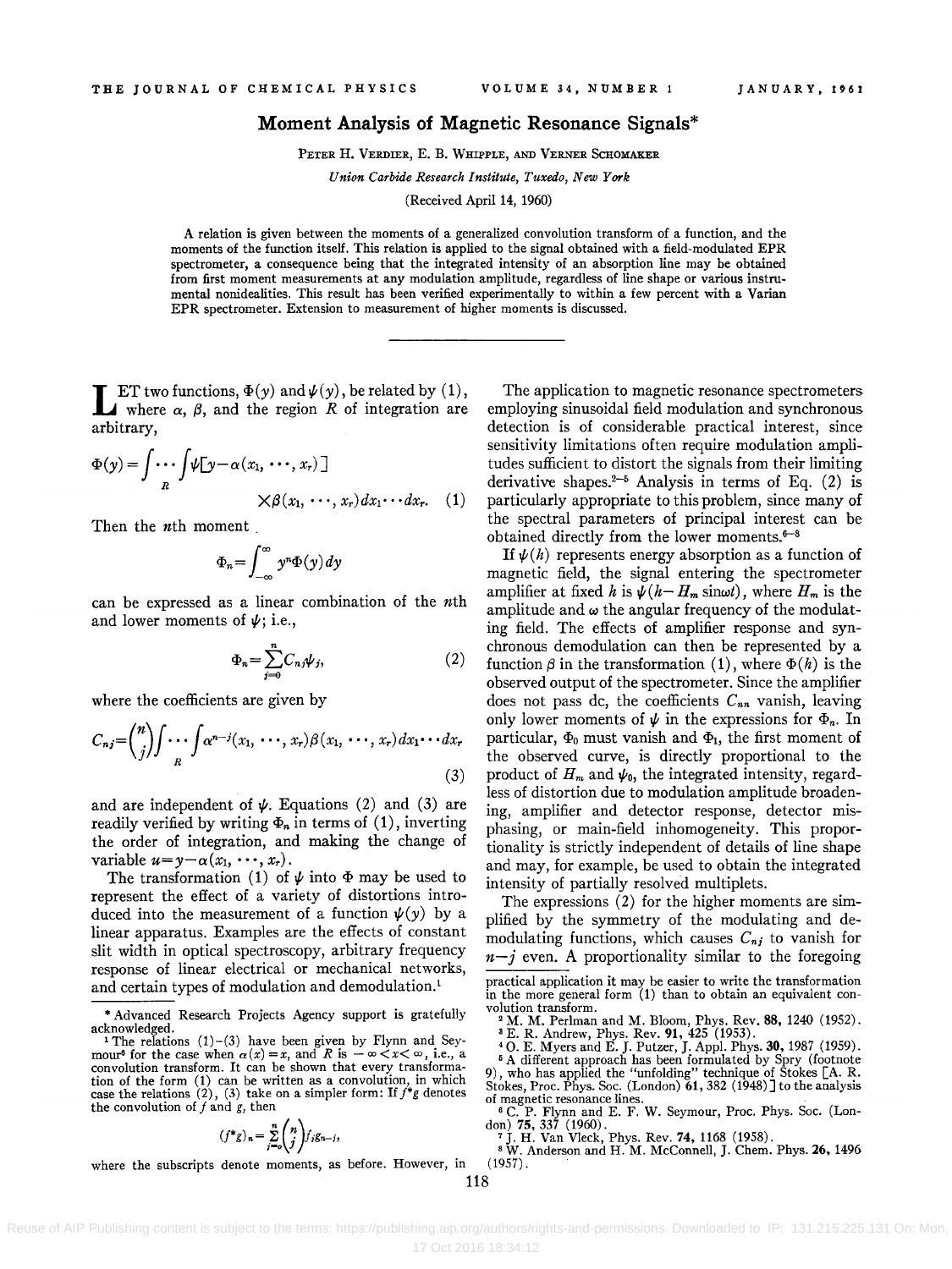# Moment Analysis of Magnetic Resonance Signals*

Peter H. Verdier, E. B. Whipple, and Verner Schomaker

*Union Carbide Research Institute, Tuxedo, New York*

(Received April 14, 1960)

A relation is given between the moments of a generalized convolution transform of a function, and the moments of the function itself. This relation is applied to the signal obtained with a field-modulated EPR spectrometer, a consequence being that the integrated intensity of an absorption line may be obtained from first moment measurements at any modulation amplitude, regardless of line shape or various instrumental nonidealities. This result has been verified experimentally to within a few percent with a Varian EPR spectrometer. Extension to measurement of higher moments is discussed.

---

Let two functions, $\Phi(y)$ and $\psi(y)$, be related by (1), where $\alpha$, $\beta$, and the region $R$ of integration are arbitrary,

$$\Phi(y)=\int\cdots\int_R \psi[y-\alpha(x_1,\cdots,x_r)]\times\beta(x_1,\cdots,x_r)dx_1\cdots dx_r. \quad (1)$$

Then the $n$th moment

$$\Phi_n=\int_{-\infty}^{\infty} y^n\Phi(y)dy$$

can be expressed as a linear combination of the $n$th and lower moments of $\psi$; i.e.,

$$\Phi_n=\sum_{j=0}^{n}C_{nj}\psi_j, \quad (2)$$

where the coefficients are given by

$$C_{nj}=\binom{n}{j}\int\cdots\int_R \alpha^{n-j}(x_1,\cdots,x_r)\beta(x_1,\cdots,x_r)dx_1\cdots dx_r \quad (3)$$

and are independent of $\psi$. Equations (2) and (3) are readily verified by writing $\Phi_n$ in terms of (1), inverting the order of integration, and making the change of variable $u=y-\alpha(x_1,\cdots,x_r)$.

The transformation (1) of $\psi$ into $\Phi$ may be used to represent the effect of a variety of distortions introduced into the measurement of a function $\psi(y)$ by a linear apparatus. Examples are the effects of constant slit width in optical spectroscopy, arbitrary frequency response of linear electrical or mechanical networks, and certain types of modulation and demodulation.[1]

The application to magnetic resonance spectrometers employing sinusoidal field modulation and synchronous detection is of considerable practical interest, since sensitivity limitations often require modulation amplitudes sufficient to distort the signals from their limiting derivative shapes.[2–5] Analysis in terms of Eq. (2) is particularly appropriate to this problem, since many of the spectral parameters of principal interest can be obtained directly from the lower moments.[6–8]

If $\psi(h)$ represents energy absorption as a function of magnetic field, the signal entering the spectrometer amplifier at fixed $h$ is $\psi(h-H_m\sin\omega t)$, where $H_m$ is the amplitude and $\omega$ the angular frequency of the modulating field. The effects of amplifier response and synchronous demodulation can then be represented by a function $\beta$ in the transformation (1), where $\Phi(h)$ is the observed output of the spectrometer. Since the amplifier does not pass dc, the coefficients $C_{nn}$ vanish, leaving only lower moments of $\psi$ in the expressions for $\Phi_n$. In particular, $\Phi_0$ must vanish and $\Phi_1$, the first moment of the observed curve, is directly proportional to the product of $H_m$ and $\psi_0$, the integrated intensity, regardless of distortion due to modulation amplitude broadening, amplifier and detector response, detector misphasing, or main-field inhomogeneity. This proportionality is strictly independent of details of line shape and may, for example, be used to obtain the integrated intensity of partially resolved multiplets.

The expressions (2) for the higher moments are simplified by the symmetry of the modulating and demodulating functions, which causes $C_{nj}$ to vanish for $n-j$ even. A proportionality similar to the foregoing

---

\* Advanced Research Projects Agency support is gratefully acknowledged.

[1] The relations (1)–(3) have been given by Flynn and Seymour[6] for the case when $\alpha(x)=x$, and $R$ is $-\infty<x<\infty$, i.e., a convolution transform. It can be shown that every transformation of the form (1) can be written as a convolution, in which case the relations (2), (3) take on a simpler form: If $f*g$ denotes the convolution of $f$ and $g$, then

$$(f*g)_n=\sum_{j=0}^{n}\binom{n}{j}f_jg_{n-j},$$

where the subscripts denote moments, as before. However, in practical application it may be easier to write the transformation in the more general form (1) than to obtain an equivalent convolution transform.

[2] M. M. Perlman and M. Bloom, Phys. Rev. **88**, 1240 (1952).

[3] E. R. Andrew, Phys. Rev. **91**, 425 (1953).

[4] O. E. Myers and E. J. Putzer, J. Appl. Phys. **30**, 1987 (1959).

[5] A different approach has been formulated by Spry (footnote 9), who has applied the "unfolding" technique of Stokes [A. R. Stokes, Proc. Phys. Soc. (London) **61**, 382 (1948)] to the analysis of magnetic resonance lines.

[6] C. P. Flynn and E. F. W. Seymour, Proc. Phys. Soc. (London) **75**, 337 (1960).

[7] J. H. Van Vleck, Phys. Rev. **74**, 1168 (1958).

[8] W. Anderson and H. M. McConnell, J. Chem. Phys. **26**, 1496 (1957).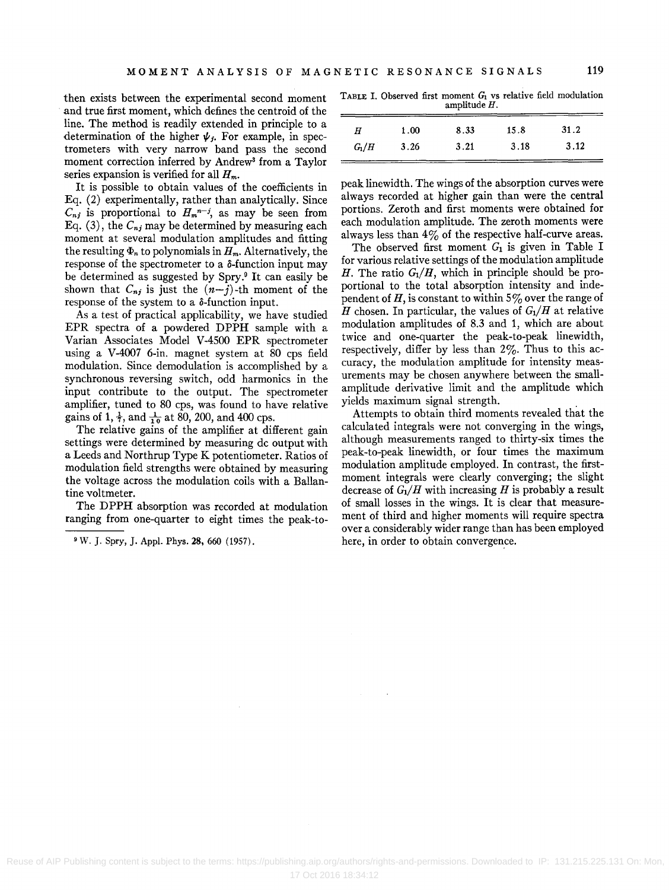then exists between the experimental second moment and true first moment, which defines the centroid of the line. The method is readily extended in principle to a determination of the higher $\psi_j$. For example, in spectrometers with very narrow band pass the second moment correction inferred by Andrew[3] from a Taylor series expansion is verified for all $H_m$.

It is possible to obtain values of the coefficients in Eq. (2) experimentally, rather than analytically. Since $C_{nj}$ is proportional to $H_m^{n-j}$, as may be seen from Eq. (3), the $C_{nj}$ may be determined by measuring each moment at several modulation amplitudes and fitting the resulting $\Phi_n$ to polynomials in $H_m$. Alternatively, the response of the spectrometer to a $\delta$-function input may be determined as suggested by Spry.[9] It can easily be shown that $C_{nj}$ is just the $(n-j)$-th moment of the response of the system to a $\delta$-function input.

As a test of practical applicability, we have studied EPR spectra of a powdered DPPH sample with a Varian Associates Model V-4500 EPR spectrometer using a V-4007 6-in. magnet system at 80 cps field modulation. Since demodulation is accomplished by a synchronous reversing switch, odd harmonics in the input contribute to the output. The spectrometer amplifier, tuned to 80 cps, was found to have relative gains of 1, $\frac{1}{7}$, and $\frac{1}{10}$ at 80, 200, and 400 cps.

The relative gains of the amplifier at different gain settings were determined by measuring dc output with a Leeds and Northrup Type K potentiometer. Ratios of modulation field strengths were obtained by measuring the voltage across the modulation coils with a Ballantine voltmeter.

The DPPH absorption was recorded at modulation ranging from one-quarter to eight times the peak-to-peak linewidth. The wings of the absorption curves were always recorded at higher gain than were the central portions. Zeroth and first moments were obtained for each modulation amplitude. The zeroth moments were always less than 4% of the respective half-curve areas.

TABLE I. Observed first moment $G_1$ vs relative field modulation amplitude $H$.

| $H$ | 1.00 | 8.33 | 15.8 | 31.2 |
|---|---|---|---|---|
| $G_1/H$ | 3.26 | 3.21 | 3.18 | 3.12 |

The observed first moment $G_1$ is given in Table I for various relative settings of the modulation amplitude $H$. The ratio $G_1/H$, which in principle should be proportional to the total absorption intensity and independent of $H$, is constant to within 5% over the range of $H$ chosen. In particular, the values of $G_1/H$ at relative modulation amplitudes of 8.3 and 1, which are about twice and one-quarter the peak-to-peak linewidth, respectively, differ by less than 2%. Thus to this accuracy, the modulation amplitude for intensity measurements may be chosen anywhere between the small-amplitude derivative limit and the amplitude which yields maximum signal strength.

Attempts to obtain third moments revealed that the calculated integrals were not converging in the wings, although measurements ranged to thirty-six times the peak-to-peak linewidth, or four times the maximum modulation amplitude employed. In contrast, the first-moment integrals were clearly converging; the slight decrease of $G_1/H$ with increasing $H$ is probably a result of small losses in the wings. It is clear that measurement of third and higher moments will require spectra over a considerably wider range than has been employed here, in order to obtain convergence.

[9] W. J. Spry, J. Appl. Phys. **28**, 660 (1957).